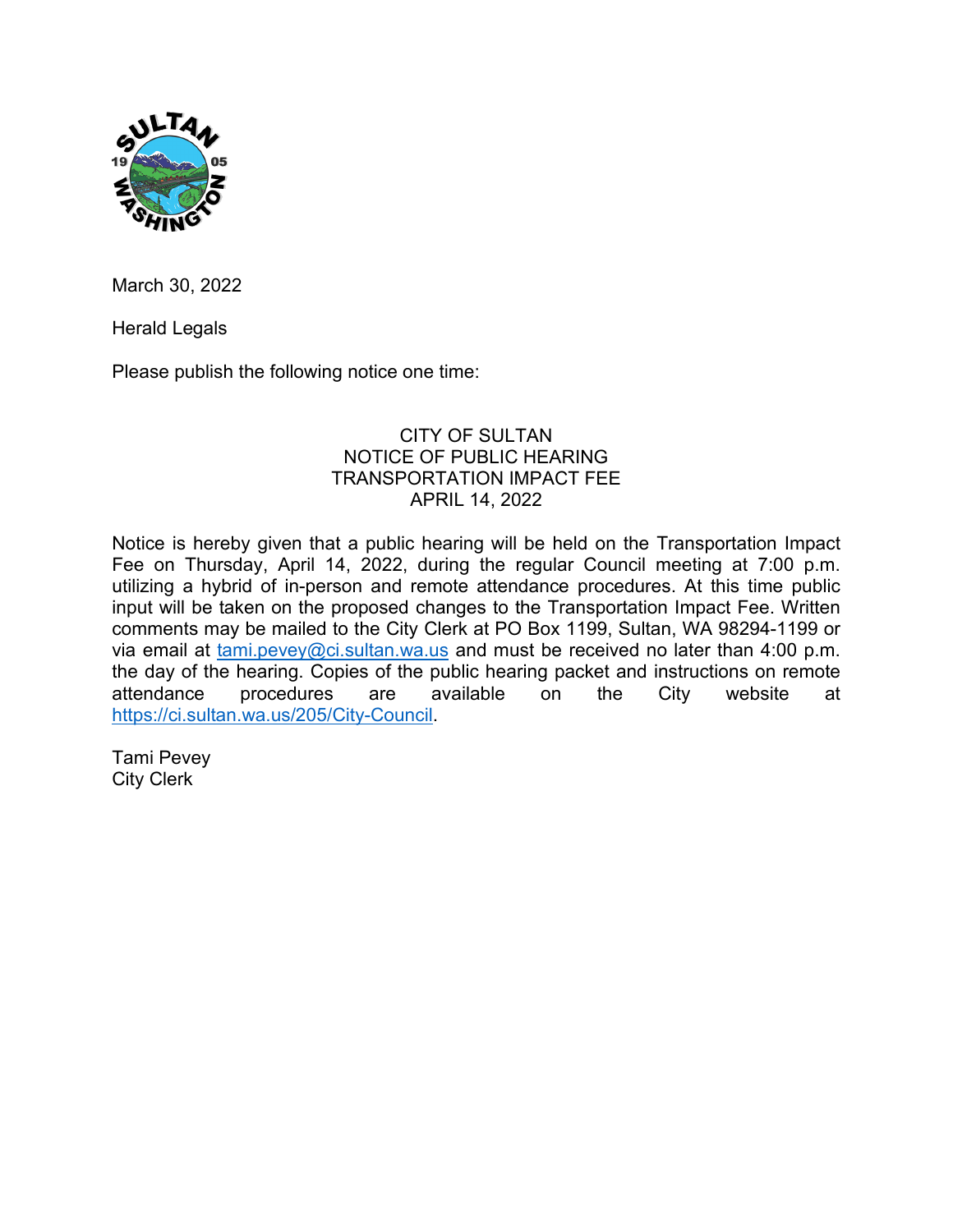March 30, 2022

Herald Legals

Please publish the following notice one time:

CITY OF SULTAN
NOTICE OF PUBLIC HEARING
TRANSPORTATION IMPACT FEE
APRIL 14, 2022

Notice is hereby given that a public hearing will be held on the Transportation Impact Fee on Thursday, April 14, 2022, during the regular Council meeting at 7:00 p.m. utilizing a hybrid of in-person and remote attendance procedures. At this time public input will be taken on the proposed changes to the Transportation Impact Fee. Written comments may be mailed to the City Clerk at PO Box 1199, Sultan, WA 98294-1199 or via email at tami.pevey@ci.sultan.wa.us and must be received no later than 4:00 p.m. the day of the hearing. Copies of the public hearing packet and instructions on remote attendance procedures are available on the City website at https://ci.sultan.wa.us/205/City-Council.

Tami Pevey
City Clerk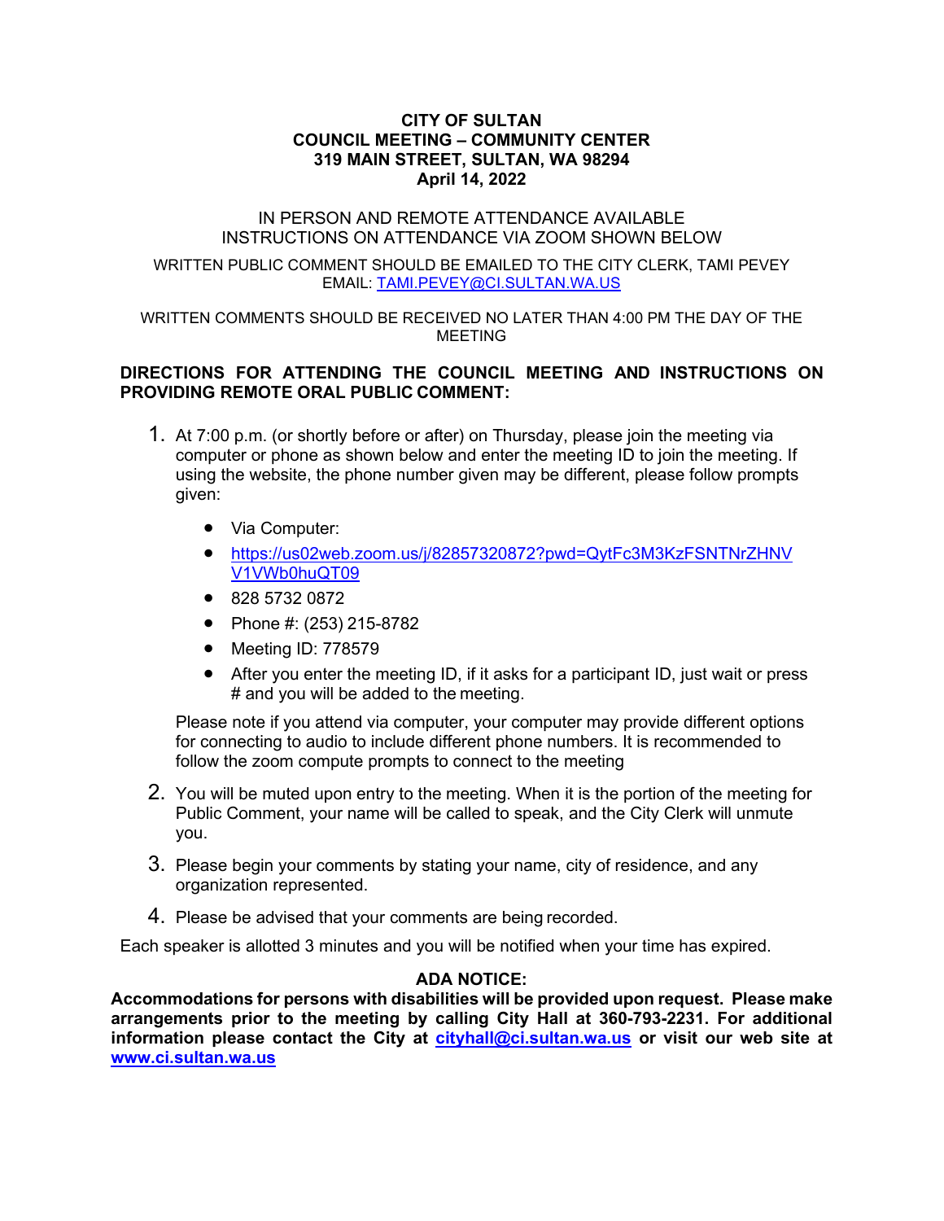# CITY OF SULTAN
# COUNCIL MEETING – COMMUNITY CENTER
# 319 MAIN STREET, SULTAN, WA 98294
# April 14, 2022

IN PERSON AND REMOTE ATTENDANCE AVAILABLE
INSTRUCTIONS ON ATTENDANCE VIA ZOOM SHOWN BELOW

WRITTEN PUBLIC COMMENT SHOULD BE EMAILED TO THE CITY CLERK, TAMI PEVEY
EMAIL: TAMI.PEVEY@CI.SULTAN.WA.US

WRITTEN COMMENTS SHOULD BE RECEIVED NO LATER THAN 4:00 PM THE DAY OF THE MEETING

**DIRECTIONS FOR ATTENDING THE COUNCIL MEETING AND INSTRUCTIONS ON PROVIDING REMOTE ORAL PUBLIC COMMENT:**

1. At 7:00 p.m. (or shortly before or after) on Thursday, please join the meeting via computer or phone as shown below and enter the meeting ID to join the meeting. If using the website, the phone number given may be different, please follow prompts given:

   - Via Computer:
   - https://us02web.zoom.us/j/82857320872?pwd=QytFc3M3KzFSNTNrZHNVV1VWb0huQT09
   - 828 5732 0872
   - Phone #: (253) 215-8782
   - Meeting ID: 778579
   - After you enter the meeting ID, if it asks for a participant ID, just wait or press # and you will be added to the meeting.

   Please note if you attend via computer, your computer may provide different options for connecting to audio to include different phone numbers. It is recommended to follow the zoom compute prompts to connect to the meeting

2. You will be muted upon entry to the meeting. When it is the portion of the meeting for Public Comment, your name will be called to speak, and the City Clerk will unmute you.

3. Please begin your comments by stating your name, city of residence, and any organization represented.

4. Please be advised that your comments are being recorded.

Each speaker is allotted 3 minutes and you will be notified when your time has expired.

**ADA NOTICE:**

**Accommodations for persons with disabilities will be provided upon request. Please make arrangements prior to the meeting by calling City Hall at 360-793-2231. For additional information please contact the City at cityhall@ci.sultan.wa.us or visit our web site at www.ci.sultan.wa.us**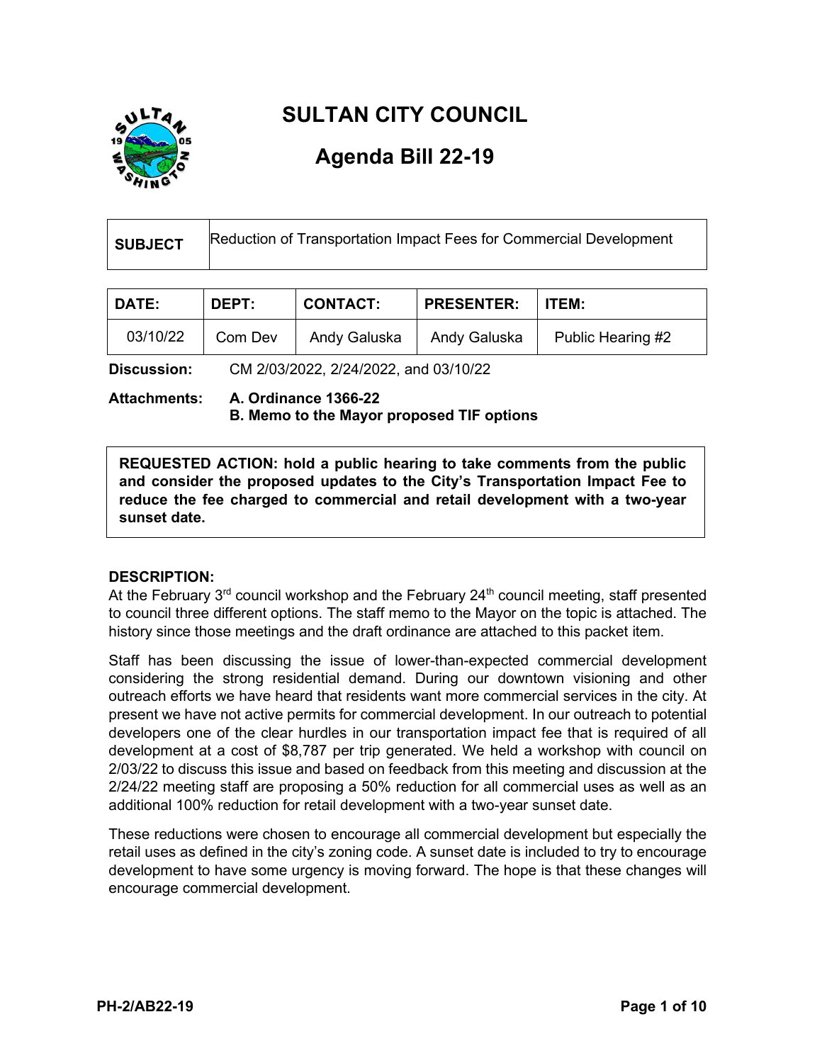# SULTAN CITY COUNCIL

## Agenda Bill 22-19

| SUBJECT | Reduction of Transportation Impact Fees for Commercial Development |
| --- | --- |

| DATE: | DEPT: | CONTACT: | PRESENTER: | ITEM: |
| --- | --- | --- | --- | --- |
| 03/10/22 | Com Dev | Andy Galuska | Andy Galuska | Public Hearing #2 |

**Discussion:** CM 2/03/2022, 2/24/2022, and 03/10/22

**Attachments:** **A. Ordinance 1366-22**
**B. Memo to the Mayor proposed TIF options**

**REQUESTED ACTION: hold a public hearing to take comments from the public and consider the proposed updates to the City's Transportation Impact Fee to reduce the fee charged to commercial and retail development with a two-year sunset date.**

**DESCRIPTION:**

At the February 3rd council workshop and the February 24th council meeting, staff presented to council three different options. The staff memo to the Mayor on the topic is attached. The history since those meetings and the draft ordinance are attached to this packet item.

Staff has been discussing the issue of lower-than-expected commercial development considering the strong residential demand. During our downtown visioning and other outreach efforts we have heard that residents want more commercial services in the city. At present we have not active permits for commercial development. In our outreach to potential developers one of the clear hurdles in our transportation impact fee that is required of all development at a cost of $8,787 per trip generated. We held a workshop with council on 2/03/22 to discuss this issue and based on feedback from this meeting and discussion at the 2/24/22 meeting staff are proposing a 50% reduction for all commercial uses as well as an additional 100% reduction for retail development with a two-year sunset date.

These reductions were chosen to encourage all commercial development but especially the retail uses as defined in the city's zoning code. A sunset date is included to try to encourage development to have some urgency is moving forward. The hope is that these changes will encourage commercial development.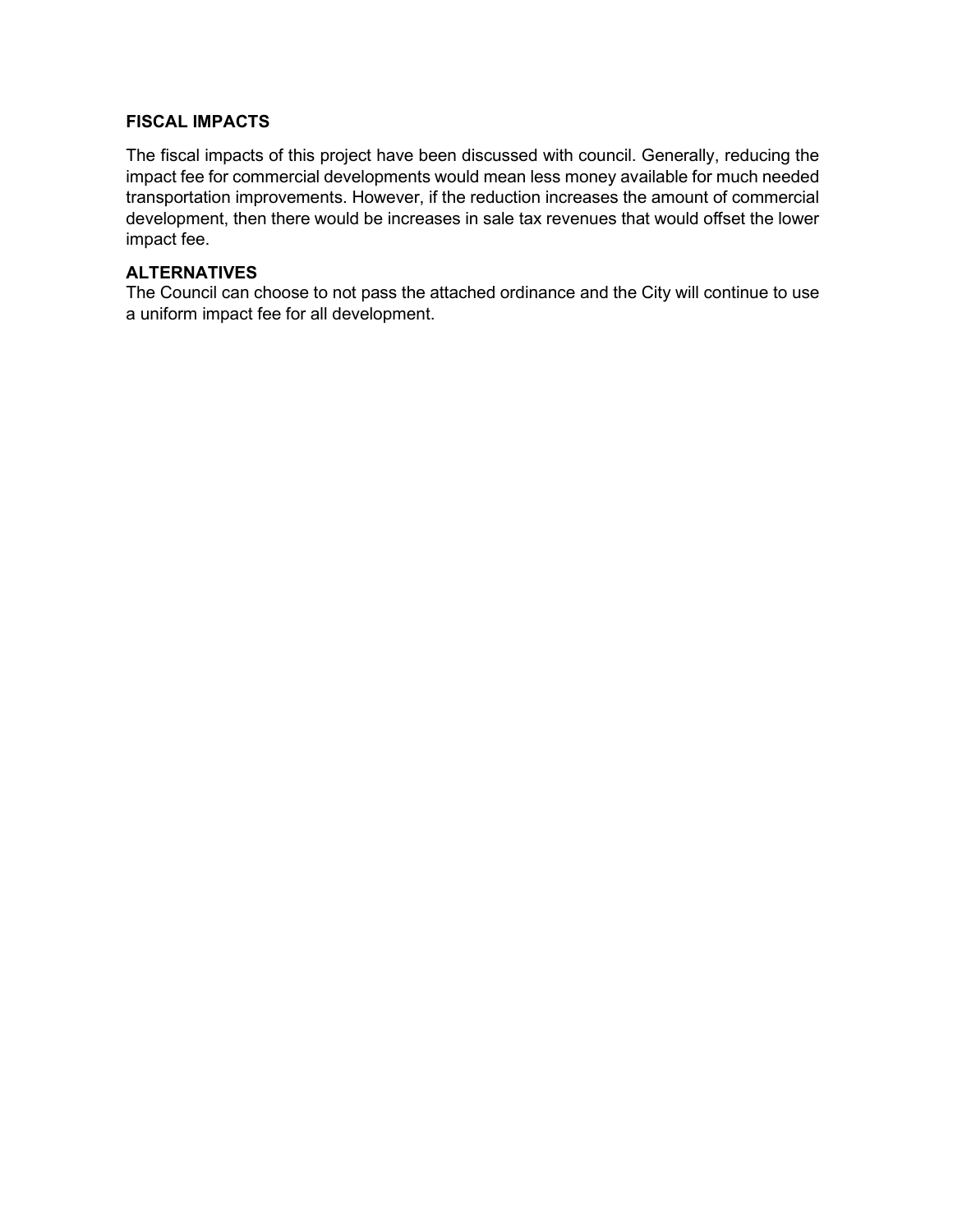## FISCAL IMPACTS

The fiscal impacts of this project have been discussed with council. Generally, reducing the impact fee for commercial developments would mean less money available for much needed transportation improvements. However, if the reduction increases the amount of commercial development, then there would be increases in sale tax revenues that would offset the lower impact fee.

## ALTERNATIVES

The Council can choose to not pass the attached ordinance and the City will continue to use a uniform impact fee for all development.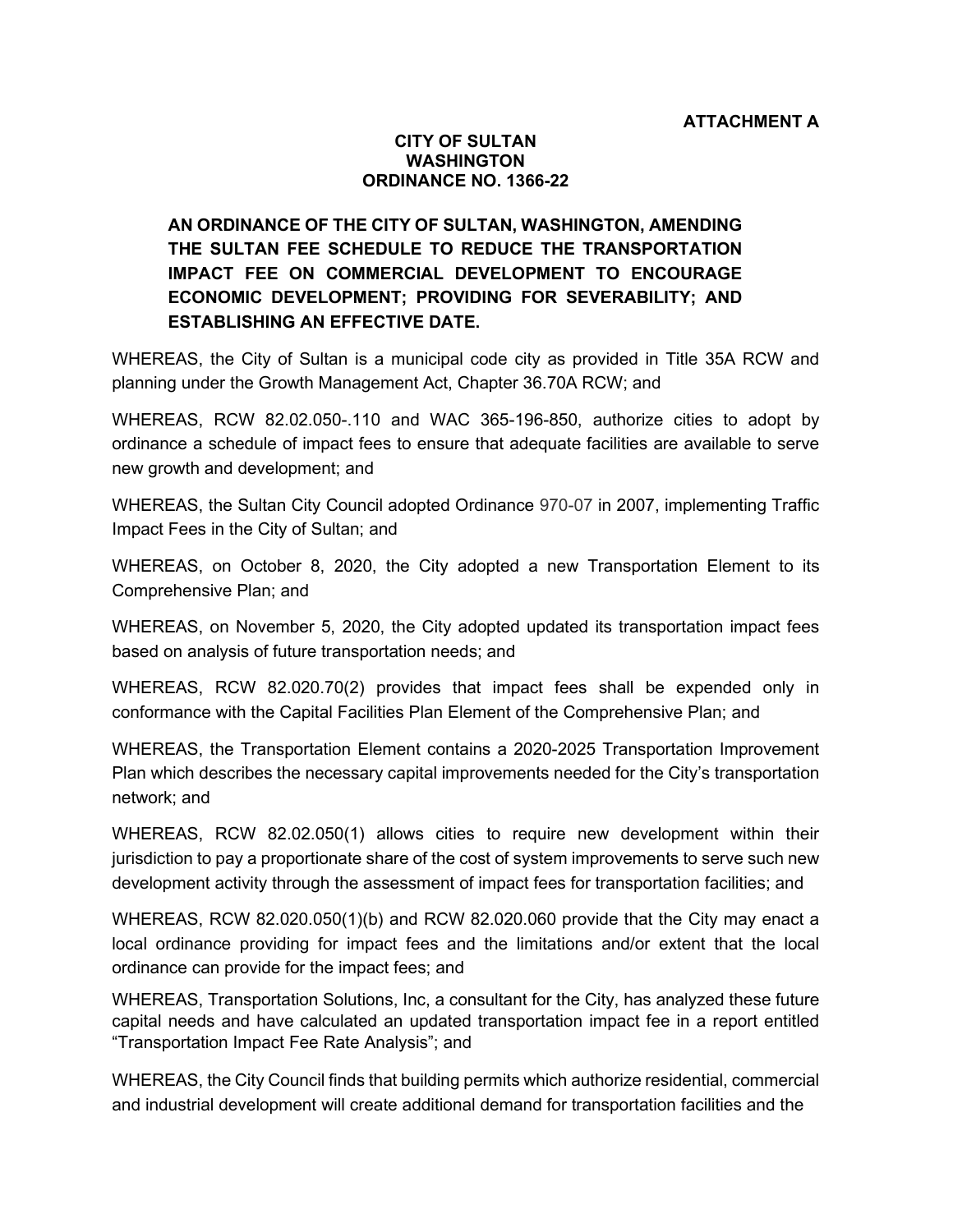**ATTACHMENT A**

**CITY OF SULTAN**
**WASHINGTON**
**ORDINANCE NO. 1366-22**

**AN ORDINANCE OF THE CITY OF SULTAN, WASHINGTON, AMENDING THE SULTAN FEE SCHEDULE TO REDUCE THE TRANSPORTATION IMPACT FEE ON COMMERCIAL DEVELOPMENT TO ENCOURAGE ECONOMIC DEVELOPMENT; PROVIDING FOR SEVERABILITY; AND ESTABLISHING AN EFFECTIVE DATE.**

WHEREAS, the City of Sultan is a municipal code city as provided in Title 35A RCW and planning under the Growth Management Act, Chapter 36.70A RCW; and

WHEREAS, RCW 82.02.050-.110 and WAC 365-196-850, authorize cities to adopt by ordinance a schedule of impact fees to ensure that adequate facilities are available to serve new growth and development; and

WHEREAS, the Sultan City Council adopted Ordinance 970-07 in 2007, implementing Traffic Impact Fees in the City of Sultan; and

WHEREAS, on October 8, 2020, the City adopted a new Transportation Element to its Comprehensive Plan; and

WHEREAS, on November 5, 2020, the City adopted updated its transportation impact fees based on analysis of future transportation needs; and

WHEREAS, RCW 82.020.70(2) provides that impact fees shall be expended only in conformance with the Capital Facilities Plan Element of the Comprehensive Plan; and

WHEREAS, the Transportation Element contains a 2020-2025 Transportation Improvement Plan which describes the necessary capital improvements needed for the City's transportation network; and

WHEREAS, RCW 82.02.050(1) allows cities to require new development within their jurisdiction to pay a proportionate share of the cost of system improvements to serve such new development activity through the assessment of impact fees for transportation facilities; and

WHEREAS, RCW 82.020.050(1)(b) and RCW 82.020.060 provide that the City may enact a local ordinance providing for impact fees and the limitations and/or extent that the local ordinance can provide for the impact fees; and

WHEREAS, Transportation Solutions, Inc, a consultant for the City, has analyzed these future capital needs and have calculated an updated transportation impact fee in a report entitled "Transportation Impact Fee Rate Analysis"; and

WHEREAS, the City Council finds that building permits which authorize residential, commercial and industrial development will create additional demand for transportation facilities and the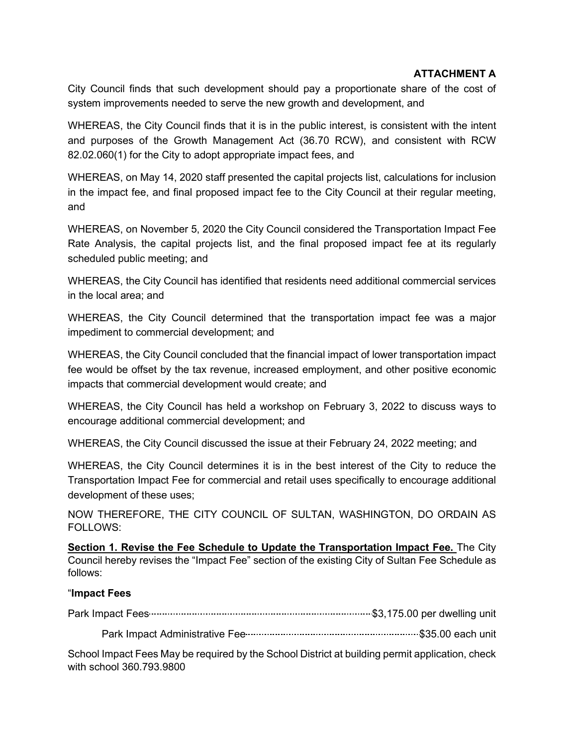**ATTACHMENT A**

City Council finds that such development should pay a proportionate share of the cost of system improvements needed to serve the new growth and development, and

WHEREAS, the City Council finds that it is in the public interest, is consistent with the intent and purposes of the Growth Management Act (36.70 RCW), and consistent with RCW 82.02.060(1) for the City to adopt appropriate impact fees, and

WHEREAS, on May 14, 2020 staff presented the capital projects list, calculations for inclusion in the impact fee, and final proposed impact fee to the City Council at their regular meeting, and

WHEREAS, on November 5, 2020 the City Council considered the Transportation Impact Fee Rate Analysis, the capital projects list, and the final proposed impact fee at its regularly scheduled public meeting; and

WHEREAS, the City Council has identified that residents need additional commercial services in the local area; and

WHEREAS, the City Council determined that the transportation impact fee was a major impediment to commercial development; and

WHEREAS, the City Council concluded that the financial impact of lower transportation impact fee would be offset by the tax revenue, increased employment, and other positive economic impacts that commercial development would create; and

WHEREAS, the City Council has held a workshop on February 3, 2022 to discuss ways to encourage additional commercial development; and

WHEREAS, the City Council discussed the issue at their February 24, 2022 meeting; and

WHEREAS, the City Council determines it is in the best interest of the City to reduce the Transportation Impact Fee for commercial and retail uses specifically to encourage additional development of these uses;

NOW THEREFORE, THE CITY COUNCIL OF SULTAN, WASHINGTON, DO ORDAIN AS FOLLOWS:

**Section 1. Revise the Fee Schedule to Update the Transportation Impact Fee.** The City Council hereby revises the "Impact Fee" section of the existing City of Sultan Fee Schedule as follows:

"**Impact Fees**

Park Impact Fees ........................................ $3,175.00 per dwelling unit

Park Impact Administrative Fee ........................................ $35.00 each unit

School Impact Fees May be required by the School District at building permit application, check with school 360.793.9800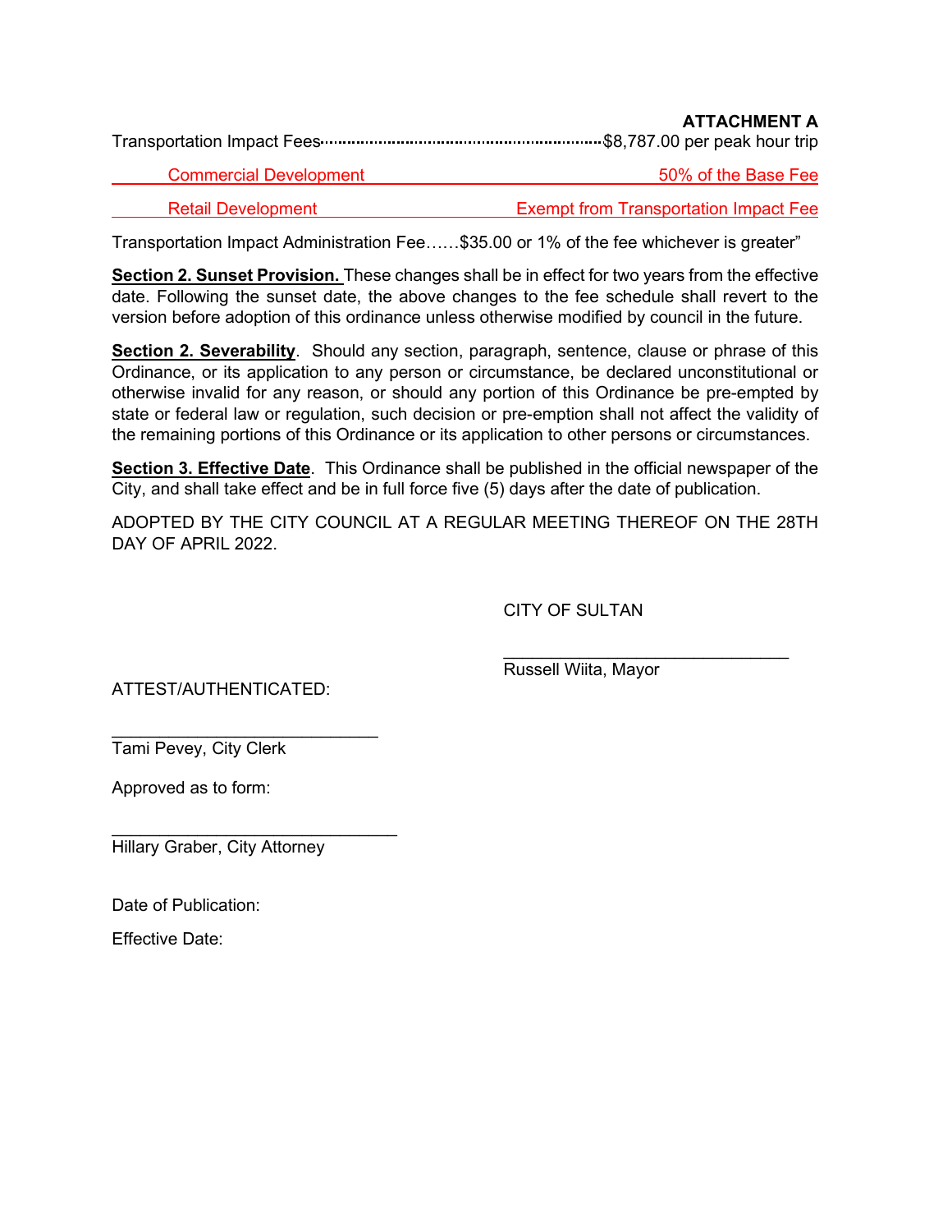**ATTACHMENT A**

Transportation Impact Fees..........................................................................$8,787.00 per peak hour trip

Commercial Development — 50% of the Base Fee

Retail Development — Exempt from Transportation Impact Fee

Transportation Impact Administration Fee……$35.00 or 1% of the fee whichever is greater"

**Section 2. Sunset Provision.** These changes shall be in effect for two years from the effective date. Following the sunset date, the above changes to the fee schedule shall revert to the version before adoption of this ordinance unless otherwise modified by council in the future.

**Section 2. Severability**. Should any section, paragraph, sentence, clause or phrase of this Ordinance, or its application to any person or circumstance, be declared unconstitutional or otherwise invalid for any reason, or should any portion of this Ordinance be pre-empted by state or federal law or regulation, such decision or pre-emption shall not affect the validity of the remaining portions of this Ordinance or its application to other persons or circumstances.

**Section 3. Effective Date**. This Ordinance shall be published in the official newspaper of the City, and shall take effect and be in full force five (5) days after the date of publication.

ADOPTED BY THE CITY COUNCIL AT A REGULAR MEETING THEREOF ON THE 28TH DAY OF APRIL 2022.

CITY OF SULTAN

\_\_\_\_\_\_\_\_\_\_\_\_\_\_\_\_\_\_\_\_\_\_\_\_\_\_\_\_\_\_
Russell Wiita, Mayor

ATTEST/AUTHENTICATED:

\_\_\_\_\_\_\_\_\_\_\_\_\_\_\_\_\_\_\_\_\_\_\_\_\_\_\_\_
Tami Pevey, City Clerk

Approved as to form:

\_\_\_\_\_\_\_\_\_\_\_\_\_\_\_\_\_\_\_\_\_\_\_\_\_\_\_\_\_\_
Hillary Graber, City Attorney

Date of Publication:

Effective Date: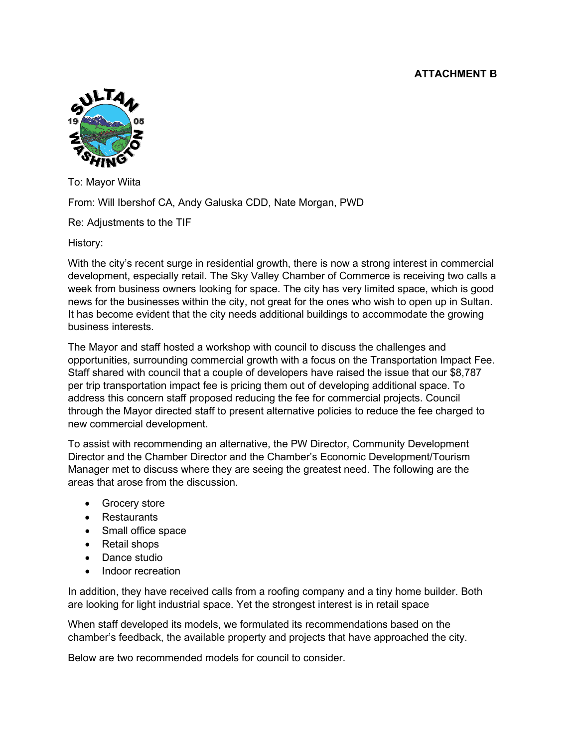**ATTACHMENT B**

To: Mayor Wiita

From: Will Ibershof CA, Andy Galuska CDD, Nate Morgan, PWD

Re: Adjustments to the TIF

History:

With the city's recent surge in residential growth, there is now a strong interest in commercial development, especially retail. The Sky Valley Chamber of Commerce is receiving two calls a week from business owners looking for space. The city has very limited space, which is good news for the businesses within the city, not great for the ones who wish to open up in Sultan. It has become evident that the city needs additional buildings to accommodate the growing business interests.

The Mayor and staff hosted a workshop with council to discuss the challenges and opportunities, surrounding commercial growth with a focus on the Transportation Impact Fee. Staff shared with council that a couple of developers have raised the issue that our $8,787 per trip transportation impact fee is pricing them out of developing additional space. To address this concern staff proposed reducing the fee for commercial projects. Council through the Mayor directed staff to present alternative policies to reduce the fee charged to new commercial development.

To assist with recommending an alternative, the PW Director, Community Development Director and the Chamber Director and the Chamber's Economic Development/Tourism Manager met to discuss where they are seeing the greatest need. The following are the areas that arose from the discussion.

- Grocery store
- Restaurants
- Small office space
- Retail shops
- Dance studio
- Indoor recreation

In addition, they have received calls from a roofing company and a tiny home builder. Both are looking for light industrial space. Yet the strongest interest is in retail space

When staff developed its models, we formulated its recommendations based on the chamber's feedback, the available property and projects that have approached the city.

Below are two recommended models for council to consider.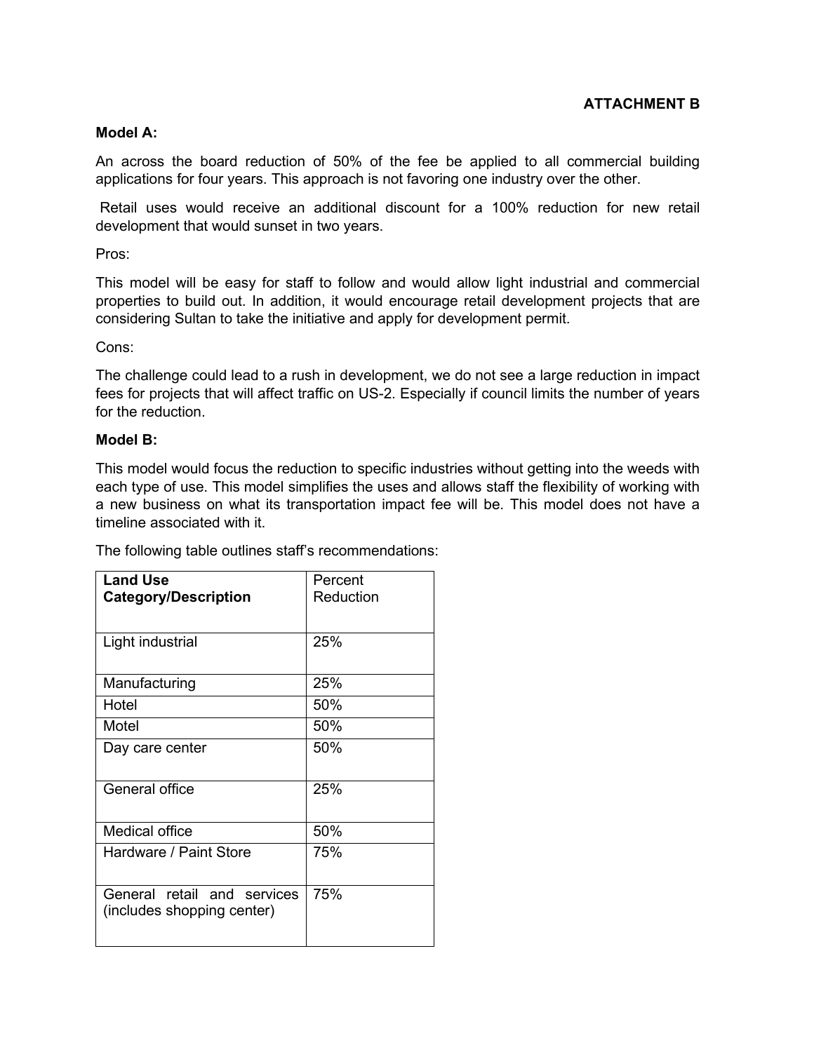**ATTACHMENT B**

**Model A:**

An across the board reduction of 50% of the fee be applied to all commercial building applications for four years. This approach is not favoring one industry over the other.

Retail uses would receive an additional discount for a 100% reduction for new retail development that would sunset in two years.

Pros:

This model will be easy for staff to follow and would allow light industrial and commercial properties to build out. In addition, it would encourage retail development projects that are considering Sultan to take the initiative and apply for development permit.

Cons:

The challenge could lead to a rush in development, we do not see a large reduction in impact fees for projects that will affect traffic on US-2. Especially if council limits the number of years for the reduction.

**Model B:**

This model would focus the reduction to specific industries without getting into the weeds with each type of use. This model simplifies the uses and allows staff the flexibility of working with a new business on what its transportation impact fee will be. This model does not have a timeline associated with it.

The following table outlines staff's recommendations:

| **Land Use Category/Description** | Percent Reduction |
|---|---|
| Light industrial | 25% |
| Manufacturing | 25% |
| Hotel | 50% |
| Motel | 50% |
| Day care center | 50% |
| General office | 25% |
| Medical office | 50% |
| Hardware / Paint Store | 75% |
| General retail and services (includes shopping center) | 75% |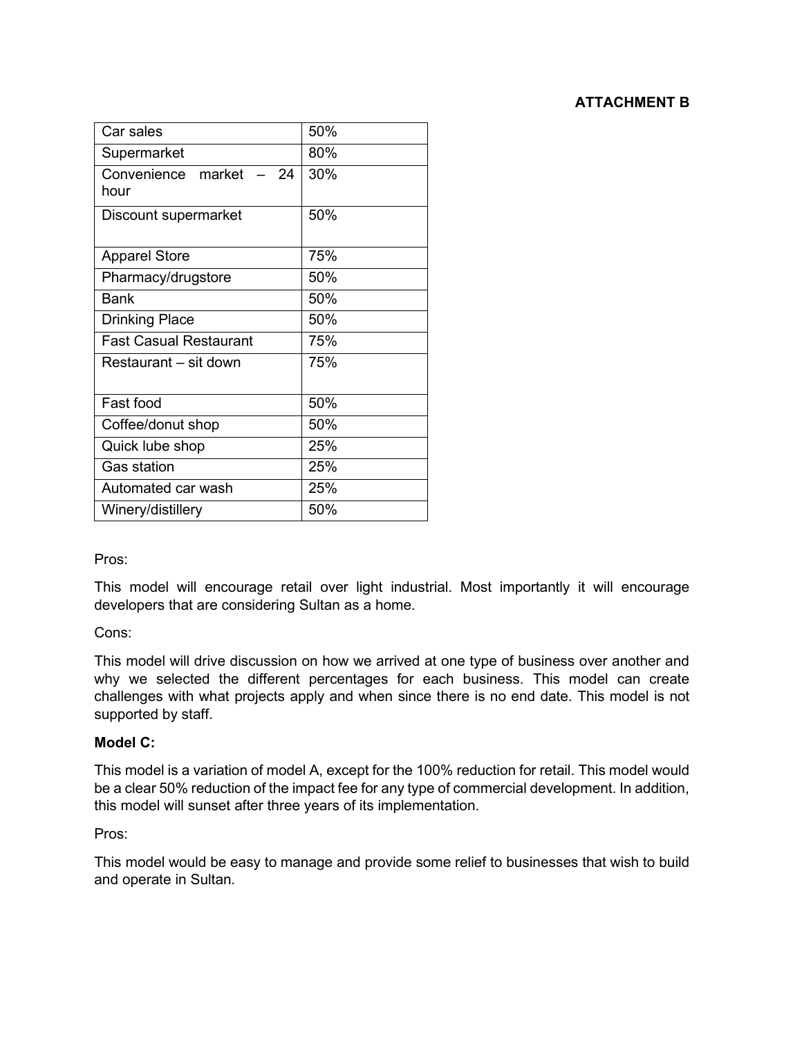**ATTACHMENT B**

| Car sales | 50% |
|---|---|
| Supermarket | 80% |
| Convenience market – 24 hour | 30% |
| Discount supermarket | 50% |
| Apparel Store | 75% |
| Pharmacy/drugstore | 50% |
| Bank | 50% |
| Drinking Place | 50% |
| Fast Casual Restaurant | 75% |
| Restaurant – sit down | 75% |
| Fast food | 50% |
| Coffee/donut shop | 50% |
| Quick lube shop | 25% |
| Gas station | 25% |
| Automated car wash | 25% |
| Winery/distillery | 50% |

Pros:

This model will encourage retail over light industrial. Most importantly it will encourage developers that are considering Sultan as a home.

Cons:

This model will drive discussion on how we arrived at one type of business over another and why we selected the different percentages for each business. This model can create challenges with what projects apply and when since there is no end date. This model is not supported by staff.

**Model C:**

This model is a variation of model A, except for the 100% reduction for retail. This model would be a clear 50% reduction of the impact fee for any type of commercial development. In addition, this model will sunset after three years of its implementation.

Pros:

This model would be easy to manage and provide some relief to businesses that wish to build and operate in Sultan.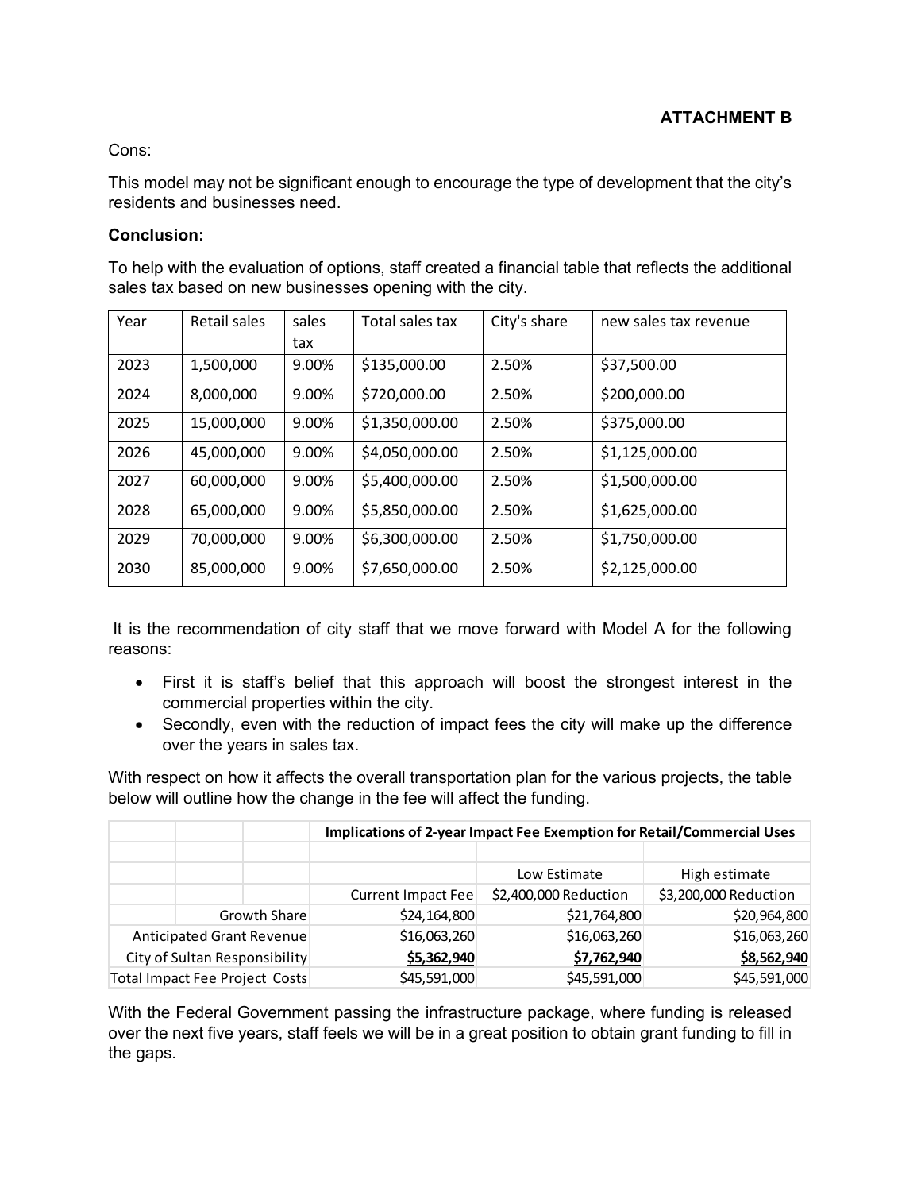**ATTACHMENT B**

Cons:

This model may not be significant enough to encourage the type of development that the city's residents and businesses need.

**Conclusion:**

To help with the evaluation of options, staff created a financial table that reflects the additional sales tax based on new businesses opening with the city.

| Year | Retail sales | sales tax | Total sales tax | City's share | new sales tax revenue |
|---|---|---|---|---|---|
| 2023 | 1,500,000 | 9.00% | $135,000.00 | 2.50% | $37,500.00 |
| 2024 | 8,000,000 | 9.00% | $720,000.00 | 2.50% | $200,000.00 |
| 2025 | 15,000,000 | 9.00% | $1,350,000.00 | 2.50% | $375,000.00 |
| 2026 | 45,000,000 | 9.00% | $4,050,000.00 | 2.50% | $1,125,000.00 |
| 2027 | 60,000,000 | 9.00% | $5,400,000.00 | 2.50% | $1,500,000.00 |
| 2028 | 65,000,000 | 9.00% | $5,850,000.00 | 2.50% | $1,625,000.00 |
| 2029 | 70,000,000 | 9.00% | $6,300,000.00 | 2.50% | $1,750,000.00 |
| 2030 | 85,000,000 | 9.00% | $7,650,000.00 | 2.50% | $2,125,000.00 |

It is the recommendation of city staff that we move forward with Model A for the following reasons:

- First it is staff's belief that this approach will boost the strongest interest in the commercial properties within the city.
- Secondly, even with the reduction of impact fees the city will make up the difference over the years in sales tax.

With respect on how it affects the overall transportation plan for the various projects, the table below will outline how the change in the fee will affect the funding.

| | Implications of 2-year Impact Fee Exemption for Retail/Commercial Uses | | |
|---|---|---|---|
| | | Low Estimate | High estimate |
| | Current Impact Fee | $2,400,000 Reduction | $3,200,000 Reduction |
| Growth Share | $24,164,800 | $21,764,800 | $20,964,800 |
| Anticipated Grant Revenue | $16,063,260 | $16,063,260 | $16,063,260 |
| City of Sultan Responsibility | **$5,362,940** | **$7,762,940** | **$8,562,940** |
| Total Impact Fee Project Costs | $45,591,000 | $45,591,000 | $45,591,000 |

With the Federal Government passing the infrastructure package, where funding is released over the next five years, staff feels we will be in a great position to obtain grant funding to fill in the gaps.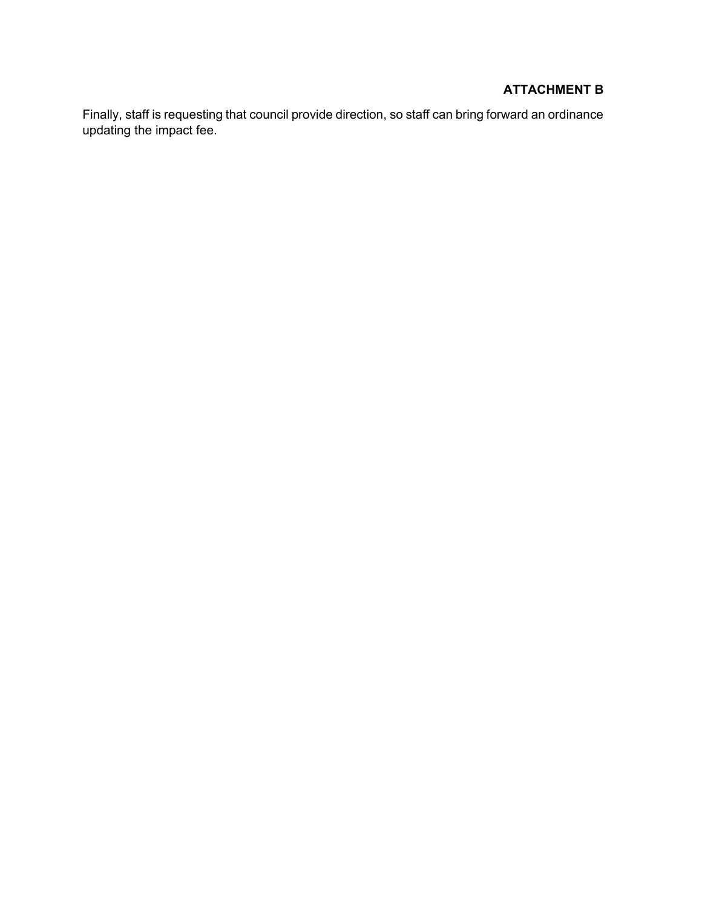**ATTACHMENT B**

Finally, staff is requesting that council provide direction, so staff can bring forward an ordinance updating the impact fee.